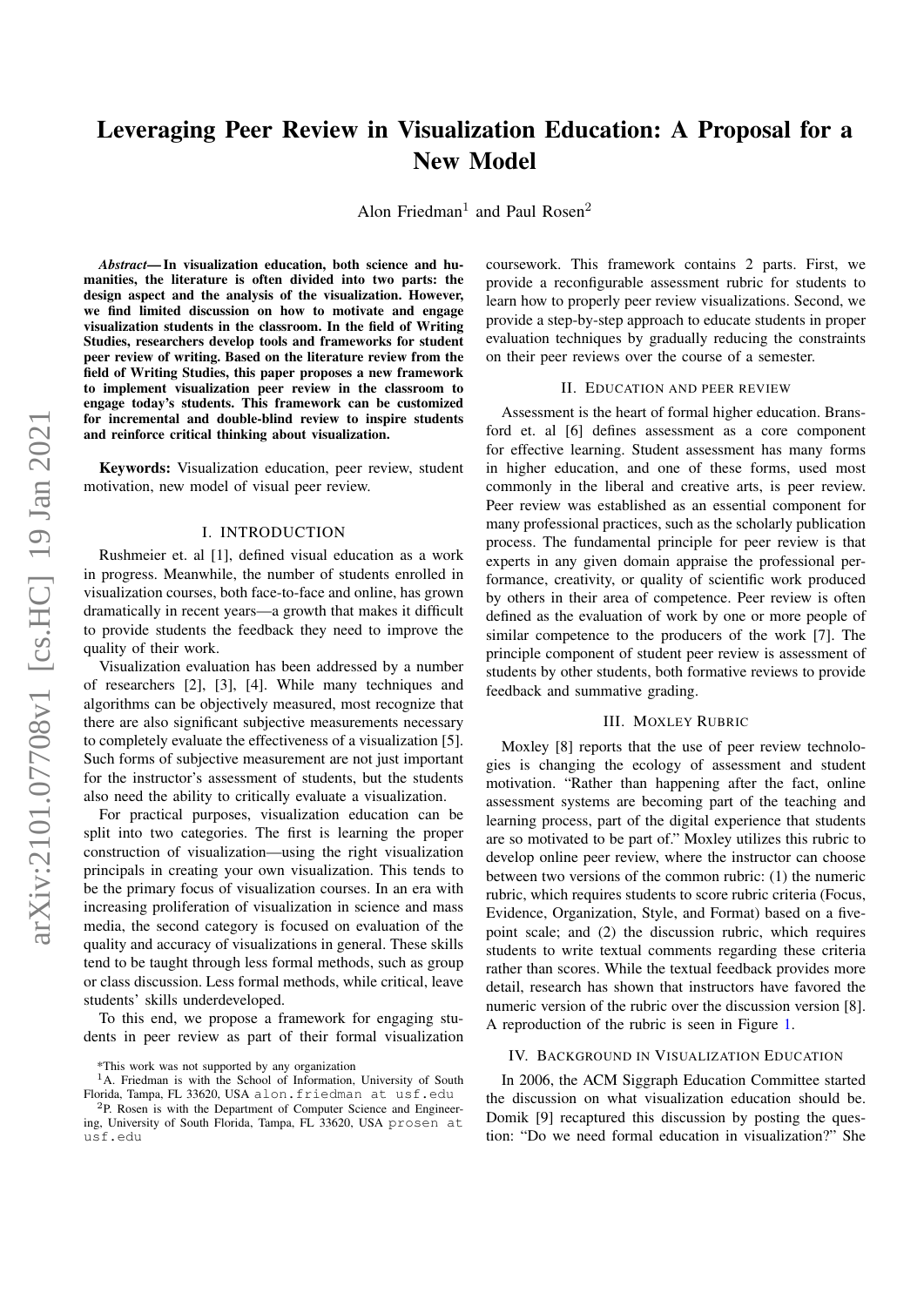# Leveraging Peer Review in Visualization Education: A Proposal for a New Model

Alon Friedman[1] and Paul Rosen[2]

***Abstract*— In visualization education, both science and humanities, the literature is often divided into two parts: the design aspect and the analysis of the visualization. However, we find limited discussion on how to motivate and engage visualization students in the classroom. In the field of Writing Studies, researchers develop tools and frameworks for student peer review of writing. Based on the literature review from the field of Writing Studies, this paper proposes a new framework to implement visualization peer review in the classroom to engage today's students. This framework can be customized for incremental and double-blind review to inspire students and reinforce critical thinking about visualization.**

**Keywords:** Visualization education, peer review, student motivation, new model of visual peer review.

## I. INTRODUCTION

Rushmeier et. al [1], defined visual education as a work in progress. Meanwhile, the number of students enrolled in visualization courses, both face-to-face and online, has grown dramatically in recent years—a growth that makes it difficult to provide students the feedback they need to improve the quality of their work.

Visualization evaluation has been addressed by a number of researchers [2], [3], [4]. While many techniques and algorithms can be objectively measured, most recognize that there are also significant subjective measurements necessary to completely evaluate the effectiveness of a visualization [5]. Such forms of subjective measurement are not just important for the instructor's assessment of students, but the students also need the ability to critically evaluate a visualization.

For practical purposes, visualization education can be split into two categories. The first is learning the proper construction of visualization—using the right visualization principals in creating your own visualization. This tends to be the primary focus of visualization courses. In an era with increasing proliferation of visualization in science and mass media, the second category is focused on evaluation of the quality and accuracy of visualizations in general. These skills tend to be taught through less formal methods, such as group or class discussion. Less formal methods, while critical, leave students' skills underdeveloped.

To this end, we propose a framework for engaging students in peer review as part of their formal visualization coursework. This framework contains 2 parts. First, we provide a reconfigurable assessment rubric for students to learn how to properly peer review visualizations. Second, we provide a step-by-step approach to educate students in proper evaluation techniques by gradually reducing the constraints on their peer reviews over the course of a semester.

## II. EDUCATION AND PEER REVIEW

Assessment is the heart of formal higher education. Bransford et. al [6] defines assessment as a core component for effective learning. Student assessment has many forms in higher education, and one of these forms, used most commonly in the liberal and creative arts, is peer review. Peer review was established as an essential component for many professional practices, such as the scholarly publication process. The fundamental principle for peer review is that experts in any given domain appraise the professional performance, creativity, or quality of scientific work produced by others in their area of competence. Peer review is often defined as the evaluation of work by one or more people of similar competence to the producers of the work [7]. The principle component of student peer review is assessment of students by other students, both formative reviews to provide feedback and summative grading.

## III. MOXLEY RUBRIC

Moxley [8] reports that the use of peer review technologies is changing the ecology of assessment and student motivation. "Rather than happening after the fact, online assessment systems are becoming part of the teaching and learning process, part of the digital experience that students are so motivated to be part of." Moxley utilizes this rubric to develop online peer review, where the instructor can choose between two versions of the common rubric: (1) the numeric rubric, which requires students to score rubric criteria (Focus, Evidence, Organization, Style, and Format) based on a five-point scale; and (2) the discussion rubric, which requires students to write textual comments regarding these criteria rather than scores. While the textual feedback provides more detail, research has shown that instructors have favored the numeric version of the rubric over the discussion version [8]. A reproduction of the rubric is seen in Figure 1.

## IV. BACKGROUND IN VISUALIZATION EDUCATION

In 2006, the ACM Siggraph Education Committee started the discussion on what visualization education should be. Domik [9] recaptured this discussion by posting the question: "Do we need formal education in visualization?" She

---

*This work was not supported by any organization

[1]A. Friedman is with the School of Information, University of South Florida, Tampa, FL 33620, USA alon.friedman at usf.edu

[2]P. Rosen is with the Department of Computer Science and Engineering, University of South Florida, Tampa, FL 33620, USA prosen at usf.edu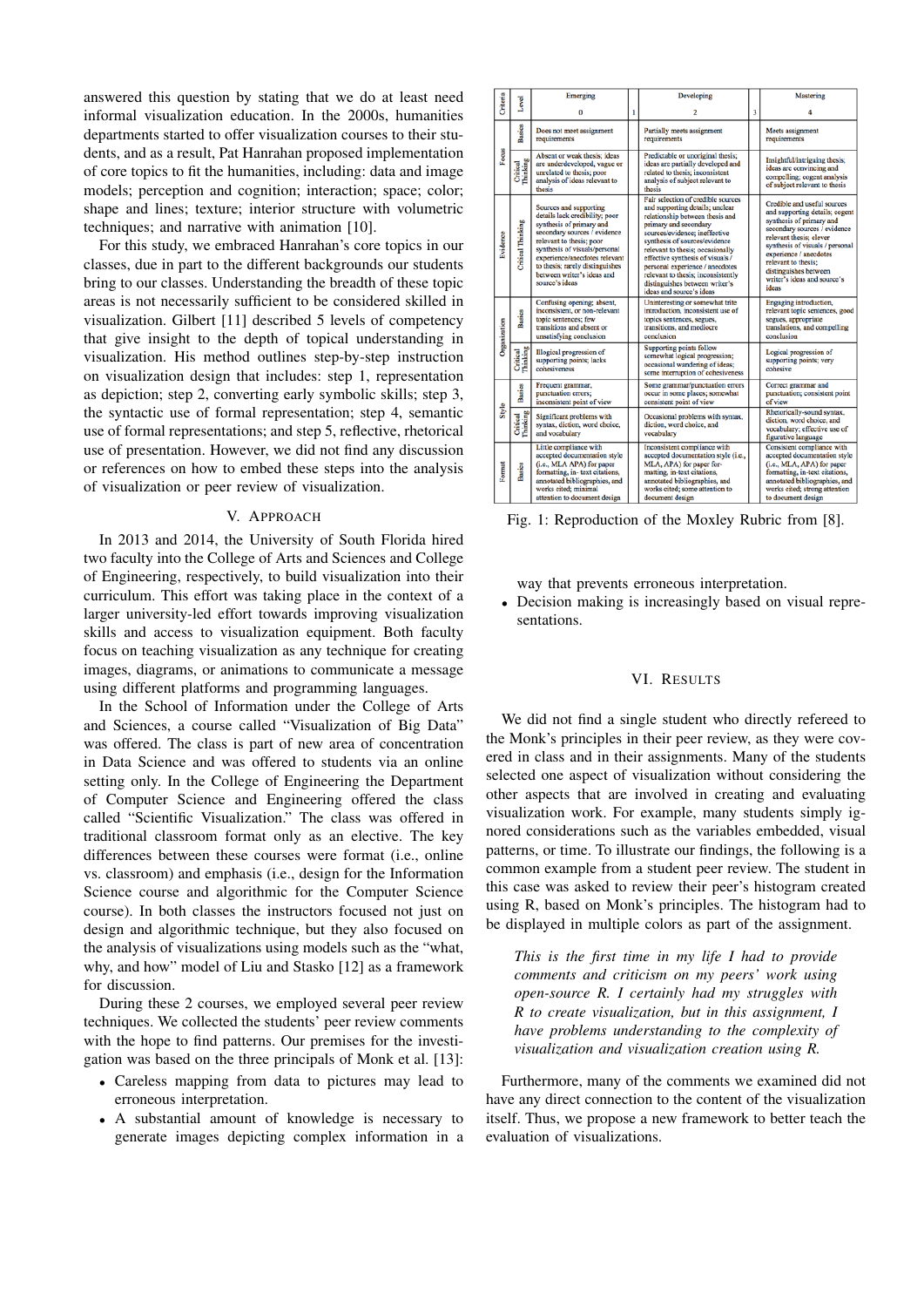answered this question by stating that we do at least need informal visualization education. In the 2000s, humanities departments started to offer visualization courses to their students, and as a result, Pat Hanrahan proposed implementation of core topics to fit the humanities, including: data and image models; perception and cognition; interaction; space; color; shape and lines; texture; interior structure with volumetric techniques; and narrative with animation [10].

For this study, we embraced Hanrahan's core topics in our classes, due in part to the different backgrounds our students bring to our classes. Understanding the breadth of these topic areas is not necessarily sufficient to be considered skilled in visualization. Gilbert [11] described 5 levels of competency that give insight to the depth of topical understanding in visualization. His method outlines step-by-step instruction on visualization design that includes: step 1, representation as depiction; step 2, converting early symbolic skills; step 3, the syntactic use of formal representation; step 4, semantic use of formal representations; and step 5, reflective, rhetorical use of presentation. However, we did not find any discussion or references on how to embed these steps into the analysis of visualization or peer review of visualization.

## V. Approach

In 2013 and 2014, the University of South Florida hired two faculty into the College of Arts and Sciences and College of Engineering, respectively, to build visualization into their curriculum. This effort was taking place in the context of a larger university-led effort towards improving visualization skills and access to visualization equipment. Both faculty focus on teaching visualization as any technique for creating images, diagrams, or animations to communicate a message using different platforms and programming languages.

In the School of Information under the College of Arts and Sciences, a course called "Visualization of Big Data" was offered. The class is part of new area of concentration in Data Science and was offered to students via an online setting only. In the College of Engineering the Department of Computer Science and Engineering offered the class called "Scientific Visualization." The class was offered in traditional classroom format only as an elective. The key differences between these courses were format (i.e., online vs. classroom) and emphasis (i.e., design for the Information Science course and algorithmic for the Computer Science course). In both classes the instructors focused not just on design and algorithmic technique, but they also focused on the analysis of visualizations using models such as the "what, why, and how" model of Liu and Stasko [12] as a framework for discussion.

During these 2 courses, we employed several peer review techniques. We collected the students' peer review comments with the hope to find patterns. Our premises for the investigation was based on the three principals of Monk et al. [13]:

- Careless mapping from data to pictures may lead to erroneous interpretation.
- A substantial amount of knowledge is necessary to generate images depicting complex information in a way that prevents erroneous interpretation.
- Decision making is increasingly based on visual representations.

| Criteria | Level | Emerging 0 | 1 | Developing 2 | 3 | Mastering 4 |
|---|---|---|---|---|---|---|
| Focus | Basics | Does not meet assignment requirements | | Partially meets assignment requirements | | Meets assignment requirements |
| | Critical Thinking | Absent or weak thesis; ideas are underdeveloped, vague or unrelated to thesis; poor analysis of ideas relevant to thesis | | Predictable or unoriginal thesis; ideas are partially developed and related to thesis; inconsistent analysis of subject relevant to thesis | | Insightful/intriguing thesis; ideas are convincing and compelling; cogent analysis of subject relevant to thesis |
| Evidence | Critical Thinking | Sources and supporting details lack credibility; poor synthesis of primary and secondary sources / evidence relevant to thesis; poor synthesis of visuals/personal experience/anecdotes relevant to thesis; rarely distinguishes between writer's ideas and source's ideas | | Fair selection of credible sources and supporting details; unclear relationship between thesis and primary and secondary sources/evidence; ineffective synthesis of sources/evidence relevant to thesis; occasionally effective synthesis of visuals / personal experience / anecdotes relevant to thesis; inconsistently distinguishes between writer's ideas and source's ideas | | Credible and useful sources and supporting details; cogent synthesis of primary and secondary sources / evidence relevant thesis; clever synthesis of visuals / personal experience / anecdotes relevant to thesis; distinguishes between writer's ideas and source's ideas |
| Organization | Basics | Confusing opening; absent, inconsistent, or non-relevant topic sentences; few transitions and absent or unsatisfying conclusion | | Uninteresting or somewhat trite introduction, inconsistent use of topics sentences, segues, transitions, and mediocre conclusion | | Engaging introduction, relevant topic sentences, good segues, appropriate translations, and compelling conclusion |
| | Critical Thinking | Illogical progression of supporting points; lacks cohesiveness | | Supporting points follow somewhat logical progression; occasional wandering of ideas; some interruption of cohesiveness | | Logical progression of supporting points; very cohesive |
| Style | Basics | Frequent grammar, punctuation errors; inconsistent point of view | | Some grammar/punctuation errors occur in some places; somewhat consistent point of view | | Correct grammar and punctuation; consistent point of view |
| | Critical Thinking | Significant problems with syntax, diction, word choice, and vocabulary | | Occasional problems with syntax, diction, word choice, and vocabulary | | Rhetorically-sound syntax, diction, word choice, and vocabulary; effective use of figurative language |
| Format | Basics | Little compliance with accepted documentation style (i.e., MLA, APA) for paper formatting, in-text citations, annotated bibliographies, and works cited; minimal attention to document design | | Inconsistent compliance with accepted documentation style (i.e., MLA, APA) for paper formatting, in-text citations, annotated bibliographies, and works cited; some attention to document design | | Consistent compliance with accepted documentation style (i.e., MLA, APA) for paper formatting, in-text citations, annotated bibliographies, and works cited; strong attention to document design |

Fig. 1: Reproduction of the Moxley Rubric from [8].

## VI. Results

We did not find a single student who directly refereed to the Monk's principles in their peer review, as they were covered in class and in their assignments. Many of the students selected one aspect of visualization without considering the other aspects that are involved in creating and evaluating visualization work. For example, many students simply ignored considerations such as the variables embedded, visual patterns, or time. To illustrate our findings, the following is a common example from a student peer review. The student in this case was asked to review their peer's histogram created using R, based on Monk's principles. The histogram had to be displayed in multiple colors as part of the assignment.

> *This is the first time in my life I had to provide comments and criticism on my peers' work using open-source R. I certainly had my struggles with R to create visualization, but in this assignment, I have problems understanding to the complexity of visualization and visualization creation using R.*

Furthermore, many of the comments we examined did not have any direct connection to the content of the visualization itself. Thus, we propose a new framework to better teach the evaluation of visualizations.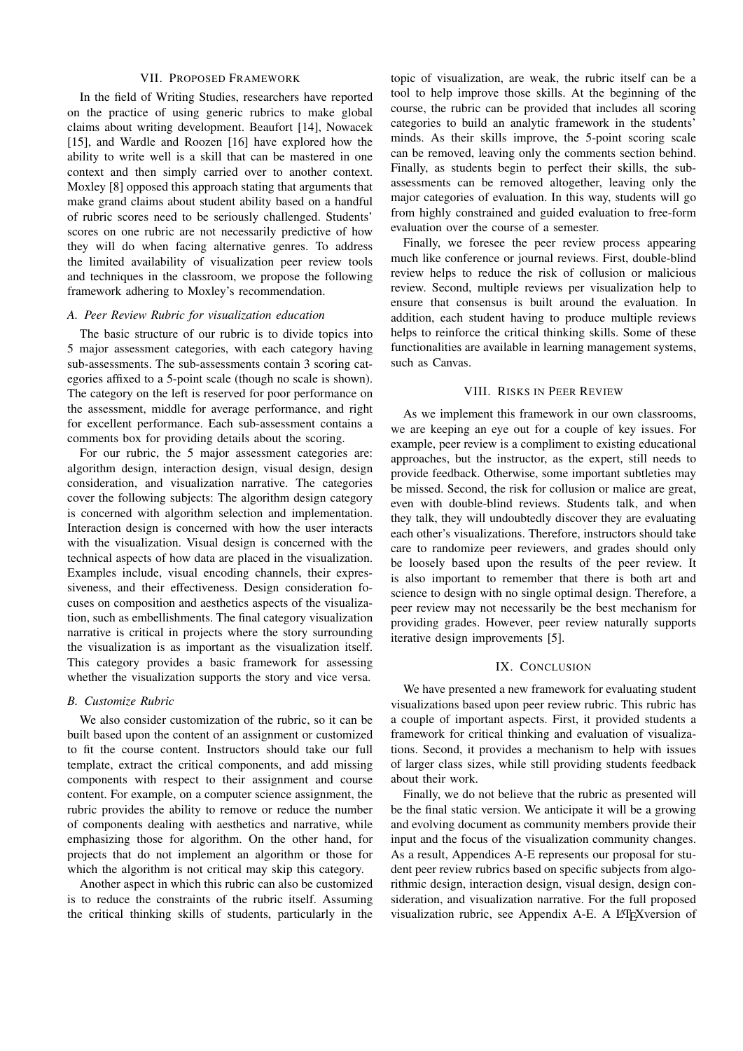## VII. Proposed Framework

In the field of Writing Studies, researchers have reported on the practice of using generic rubrics to make global claims about writing development. Beaufort [14], Nowacek [15], and Wardle and Roozen [16] have explored how the ability to write well is a skill that can be mastered in one context and then simply carried over to another context. Moxley [8] opposed this approach stating that arguments that make grand claims about student ability based on a handful of rubric scores need to be seriously challenged. Students' scores on one rubric are not necessarily predictive of how they will do when facing alternative genres. To address the limited availability of visualization peer review tools and techniques in the classroom, we propose the following framework adhering to Moxley's recommendation.

### A. Peer Review Rubric for visualization education

The basic structure of our rubric is to divide topics into 5 major assessment categories, with each category having sub-assessments. The sub-assessments contain 3 scoring categories affixed to a 5-point scale (though no scale is shown). The category on the left is reserved for poor performance on the assessment, middle for average performance, and right for excellent performance. Each sub-assessment contains a comments box for providing details about the scoring.

For our rubric, the 5 major assessment categories are: algorithm design, interaction design, visual design, design consideration, and visualization narrative. The categories cover the following subjects: The algorithm design category is concerned with algorithm selection and implementation. Interaction design is concerned with how the user interacts with the visualization. Visual design is concerned with the technical aspects of how data are placed in the visualization. Examples include, visual encoding channels, their expressiveness, and their effectiveness. Design consideration focuses on composition and aesthetics aspects of the visualization, such as embellishments. The final category visualization narrative is critical in projects where the story surrounding the visualization is as important as the visualization itself. This category provides a basic framework for assessing whether the visualization supports the story and vice versa.

### B. Customize Rubric

We also consider customization of the rubric, so it can be built based upon the content of an assignment or customized to fit the course content. Instructors should take our full template, extract the critical components, and add missing components with respect to their assignment and course content. For example, on a computer science assignment, the rubric provides the ability to remove or reduce the number of components dealing with aesthetics and narrative, while emphasizing those for algorithm. On the other hand, for projects that do not implement an algorithm or those for which the algorithm is not critical may skip this category.

Another aspect in which this rubric can also be customized is to reduce the constraints of the rubric itself. Assuming the critical thinking skills of students, particularly in the topic of visualization, are weak, the rubric itself can be a tool to help improve those skills. At the beginning of the course, the rubric can be provided that includes all scoring categories to build an analytic framework in the students' minds. As their skills improve, the 5-point scoring scale can be removed, leaving only the comments section behind. Finally, as students begin to perfect their skills, the sub-assessments can be removed altogether, leaving only the major categories of evaluation. In this way, students will go from highly constrained and guided evaluation to free-form evaluation over the course of a semester.

Finally, we foresee the peer review process appearing much like conference or journal reviews. First, double-blind review helps to reduce the risk of collusion or malicious review. Second, multiple reviews per visualization help to ensure that consensus is built around the evaluation. In addition, each student having to produce multiple reviews helps to reinforce the critical thinking skills. Some of these functionalities are available in learning management systems, such as Canvas.

## VIII. Risks in Peer Review

As we implement this framework in our own classrooms, we are keeping an eye out for a couple of key issues. For example, peer review is a compliment to existing educational approaches, but the instructor, as the expert, still needs to provide feedback. Otherwise, some important subtleties may be missed. Second, the risk for collusion or malice are great, even with double-blind reviews. Students talk, and when they talk, they will undoubtedly discover they are evaluating each other's visualizations. Therefore, instructors should take care to randomize peer reviewers, and grades should only be loosely based upon the results of the peer review. It is also important to remember that there is both art and science to design with no single optimal design. Therefore, a peer review may not necessarily be the best mechanism for providing grades. However, peer review naturally supports iterative design improvements [5].

## IX. Conclusion

We have presented a new framework for evaluating student visualizations based upon peer review rubric. This rubric has a couple of important aspects. First, it provided students a framework for critical thinking and evaluation of visualizations. Second, it provides a mechanism to help with issues of larger class sizes, while still providing students feedback about their work.

Finally, we do not believe that the rubric as presented will be the final static version. We anticipate it will be a growing and evolving document as community members provide their input and the focus of the visualization community changes. As a result, Appendices A-E represents our proposal for student peer review rubrics based on specific subjects from algorithmic design, interaction design, visual design, design consideration, and visualization narrative. For the full proposed visualization rubric, see Appendix A-E. A LaTeX version of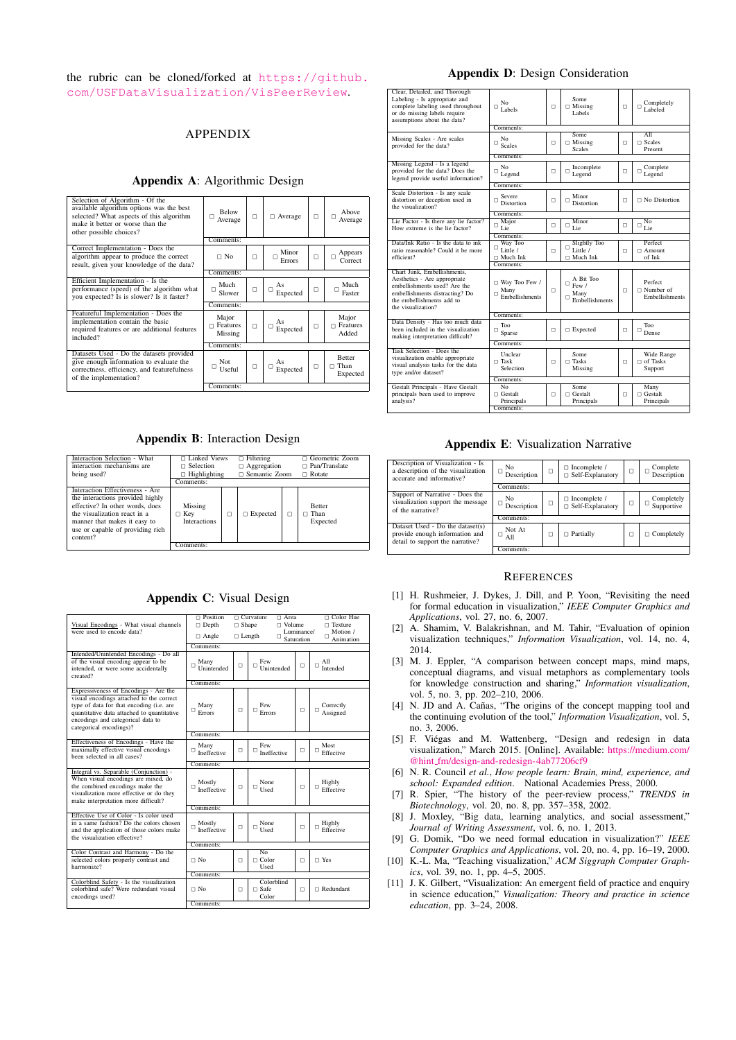the rubric can be cloned/forked at https://github.com/USFDataVisualization/VisPeerReview.

## APPENDIX

### Appendix A: Algorithmic Design

| Criterion | | | | | |
|---|---|---|---|---|---|
| Selection of Algorithm - Of the available algorithm options was the best selected? What aspects of this algorithm make it better or worse than the other possible choices? | □ Below Average | □ | □ Average | □ | □ Above Average |
| | Comments: | | | | |
| Correct Implementation - Does the algorithm appear to produce the correct result, given your knowledge of the data? | □ No | □ | □ Minor Errors | □ | □ Appears Correct |
| | Comments: | | | | |
| Efficient Implementation - Is the performance (speed) of the algorithm what you expected? Is is slower? Is it faster? | □ Much Slower | □ | □ As Expected | □ | □ Much Faster |
| | Comments: | | | | |
| Featureful Implementation - Does the implementation contain the basic required features or are additional features included? | □ Major Features Missing | □ | □ As Expected | □ | □ Major Features Added |
| | Comments: | | | | |
| Datasets Used - Do the datasets provided give enough information to evaluate the correctness, efficiency, and featurefulness of the implementation? | □ Not Useful | □ | □ As Expected | □ | □ Better Than Expected |
| | Comments: | | | | |

### Appendix B: Interaction Design

| Criterion | | | | | |
|---|---|---|---|---|---|
| Interaction Selection - What interaction mechanisms are being used? | □ Linked Views<br>□ Selection<br>□ Highlighting | | □ Filtering<br>□ Aggregation<br>□ Semantic Zoom | | □ Geometric Zoom<br>□ Pan/Translate<br>□ Rotate |
| | Comments: | | | | |
| Interaction Effectiveness - Are the interactions provided highly effective? In other words, does the visualization react in a manner that makes it easy to use or capable of providing rich content? | □ Missing Key Interactions | □ | □ Expected | □ | □ Better Than Expected |
| | Comments: | | | | |

### Appendix C: Visual Design

| Criterion | | | | | |
|---|---|---|---|---|---|
| Visual Encodings - What visual channels were used to encode data? | □ Position<br>□ Depth<br>□ Angle | | □ Curvature<br>□ Shape<br>□ Length | □ Area<br>□ Volume<br>□ Luminance/ Saturation | □ Color Hue<br>□ Texture<br>□ Motion / Animation |
| | Comments: | | | | |
| Intended/Unintended Encodings - Do all of the visual encoding appear to be intended, or were some accidentally created? | □ Many Unintended | □ | □ Few Unintended | □ | □ All Intended |
| | Comments: | | | | |
| Expressiveness of Encodings - Are the visual encodings attached to the correct type of data for that encoding (i.e. are quantitative data attached to quantitative encodings and categorical data to categorical encodings)? | □ Many Errors | □ | □ Few Errors | □ | □ Correctly Assigned |
| | Comments: | | | | |
| Effectiveness of Encodings - Have the maximally effective visual encodings been selected in all cases? | □ Many Ineffective | □ | □ Few Ineffective | □ | □ Most Effective |
| | Comments: | | | | |
| Integral vs. Separable (Conjunction) - When visual encodings are mixed, do the combined encodings make the visualization more effective or do they make interpretation more difficult? | □ Mostly Ineffective | □ | □ None Used | □ | □ Highly Effective |
| | Comments: | | | | |
| Effective Use of Color - Is color used in a same fashion? Do the colors chosen and the application of those colors make the visualization effective? | □ Mostly Ineffective | □ | □ None Used | □ | □ Highly Effective |
| | Comments: | | | | |
| Color Contrast and Harmony - Do the selected colors properly contrast and harmonize? | □ No | □ | □ No Color Used | □ | □ Yes |
| | Comments: | | | | |
| Colorblind Safety - Is the visualization colorblind safe? Were redundant visual encodings used? | □ No | □ | □ Colorblind Safe Color | □ | □ Redundant |
| | Comments: | | | | |

### Appendix D: Design Consideration

| Criterion | | | | | |
|---|---|---|---|---|---|
| Clear, Detailed, and Thorough Labeling - Is appropriate and complete labeling used throughout or do missing labels require assumptions about the data? | □ No Labels | □ | □ Some Missing Labels | □ | □ Completely Labeled |
| | Comments: | | | | |
| Missing Scales - Are scales provided for the data? | □ No Scales | □ | □ Some Missing Scales | □ | □ All Scales Present |
| | Comments: | | | | |
| Missing Legend - Is a legend provided for the data? Does the legend provide useful information? | □ No Legend | □ | □ Incomplete Legend | □ | □ Complete Legend |
| | Comments: | | | | |
| Scale Distortion - Is any scale distortion or deception used in the visualization? | □ Severe Distortion | □ | □ Minor Distortion | □ | □ No Distortion |
| | Comments: | | | | |
| Lie Factor - Is there any lie factor? How extreme is the lie factor? | □ Major Lie | □ | □ Minor Lie | □ | □ No Lie |
| | Comments: | | | | |
| Data/Ink Ratio - Is the data to ink ratio reasonable? Could it be more efficient? | □ Way Too Little / □ Much Ink | □ | □ Slightly Too Little / □ Much Ink | □ | □ Perfect Amount of Ink |
| | Comments: | | | | |
| Chart Junk, Embellishments, Aesthetics - Are appropriate embellishments used? Are the embellishments distracting? Do the embellishments add to the visualization? | □ Way Too Few / Many □ Embellishments | □ | □ A Bit Too Few / Many Embellishments | □ | □ Perfect Number of Embellishments |
| | Comments: | | | | |
| Data Density - Has too much data been included in the visualization making interpretation difficult? | □ Too Sparse | □ | □ Expected | □ | □ Too Dense |
| | Comments: | | | | |
| Task Selection - Does the visualization enable appropriate visual analysis tasks for the data type and/or dataset? | □ Unclear Task Selection | □ | □ Some Tasks Missing | □ | □ Wide Range of Tasks Support |
| | Comments: | | | | |
| Gestalt Principals - Have Gestalt principals been used to improve analysis? | □ No Gestalt Principals | □ | □ Some Gestalt Principals | □ | □ Many Gestalt Principals |
| | Comments: | | | | |

### Appendix E: Visualization Narrative

| Criterion | | | | | |
|---|---|---|---|---|---|
| Description of Visualization - Is a description of the visualization accurate and informative? | □ No Description | □ | □ Incomplete / □ Self-Explanatory | □ | □ Complete Description |
| | Comments: | | | | |
| Support of Narrative - Does the visualization support the message of the narrative? | □ No Description | □ | □ Incomplete / □ Self-Explanatory | □ | □ Completely Supportive |
| | Comments: | | | | |
| Dataset Used - Do the dataset(s) provide enough information and detail to support the narrative? | □ Not At All | □ | □ Partially | □ | □ Completely |
| | Comments: | | | | |

## REFERENCES

[1] H. Rushmeier, J. Dykes, J. Dill, and P. Yoon, "Revisiting the need for formal education in visualization," *IEEE Computer Graphics and Applications*, vol. 27, no. 6, 2007.

[2] A. Shamim, V. Balakrishnan, and M. Tahir, "Evaluation of opinion visualization techniques," *Information Visualization*, vol. 14, no. 4, 2014.

[3] M. J. Eppler, "A comparison between concept maps, mind maps, conceptual diagrams, and visual metaphors as complementary tools for knowledge construction and sharing," *Information visualization*, vol. 5, no. 3, pp. 202–210, 2006.

[4] N. JD and A. Cañas, "The origins of the concept mapping tool and the continuing evolution of the tool," *Information Visualization*, vol. 5, no. 3, 2006.

[5] F. Viégas and M. Wattenberg, "Design and redesign in data visualization," March 2015. [Online]. Available: https://medium.com/@hint_fm/design-and-redesign-4ab77206cf9

[6] N. R. Council *et al.*, *How people learn: Brain, mind, experience, and school: Expanded edition*. National Academies Press, 2000.

[7] R. Spier, "The history of the peer-review process," *TRENDS in Biotechnology*, vol. 20, no. 8, pp. 357–358, 2002.

[8] J. Moxley, "Big data, learning analytics, and social assessment," *Journal of Writing Assessment*, vol. 6, no. 1, 2013.

[9] G. Domik, "Do we need formal education in visualization?" *IEEE Computer Graphics and Applications*, vol. 20, no. 4, pp. 16–19, 2000.

[10] K.-L. Ma, "Teaching visualization," *ACM Siggraph Computer Graphics*, vol. 39, no. 1, pp. 4–5, 2005.

[11] J. K. Gilbert, "Visualization: An emergent field of practice and enquiry in science education," *Visualization: Theory and practice in science education*, pp. 3–24, 2008.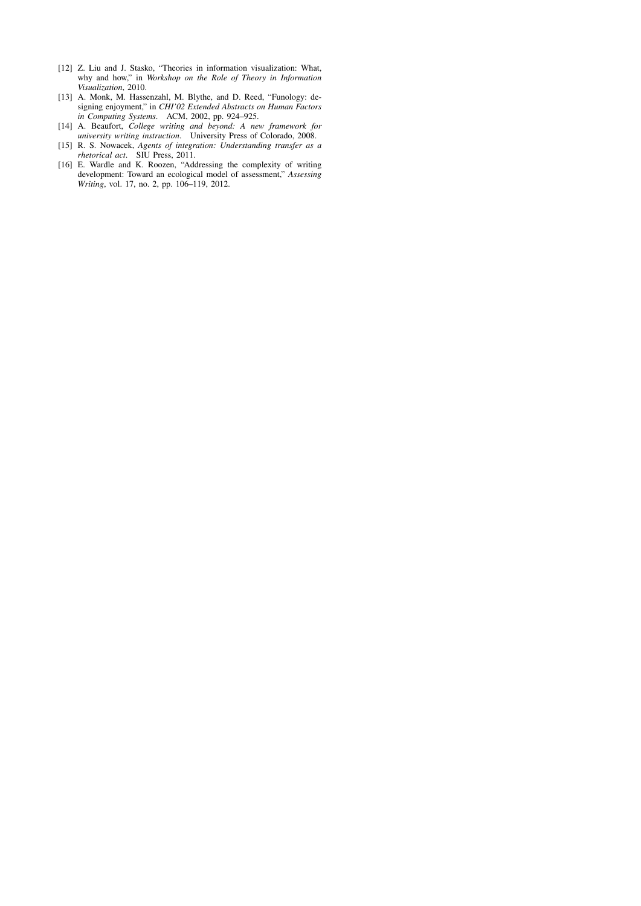[12] Z. Liu and J. Stasko, "Theories in information visualization: What, why and how," in *Workshop on the Role of Theory in Information Visualization*, 2010.

[13] A. Monk, M. Hassenzahl, M. Blythe, and D. Reed, "Funology: designing enjoyment," in *CHI'02 Extended Abstracts on Human Factors in Computing Systems*. ACM, 2002, pp. 924–925.

[14] A. Beaufort, *College writing and beyond: A new framework for university writing instruction*. University Press of Colorado, 2008.

[15] R. S. Nowacek, *Agents of integration: Understanding transfer as a rhetorical act*. SIU Press, 2011.

[16] E. Wardle and K. Roozen, "Addressing the complexity of writing development: Toward an ecological model of assessment," *Assessing Writing*, vol. 17, no. 2, pp. 106–119, 2012.